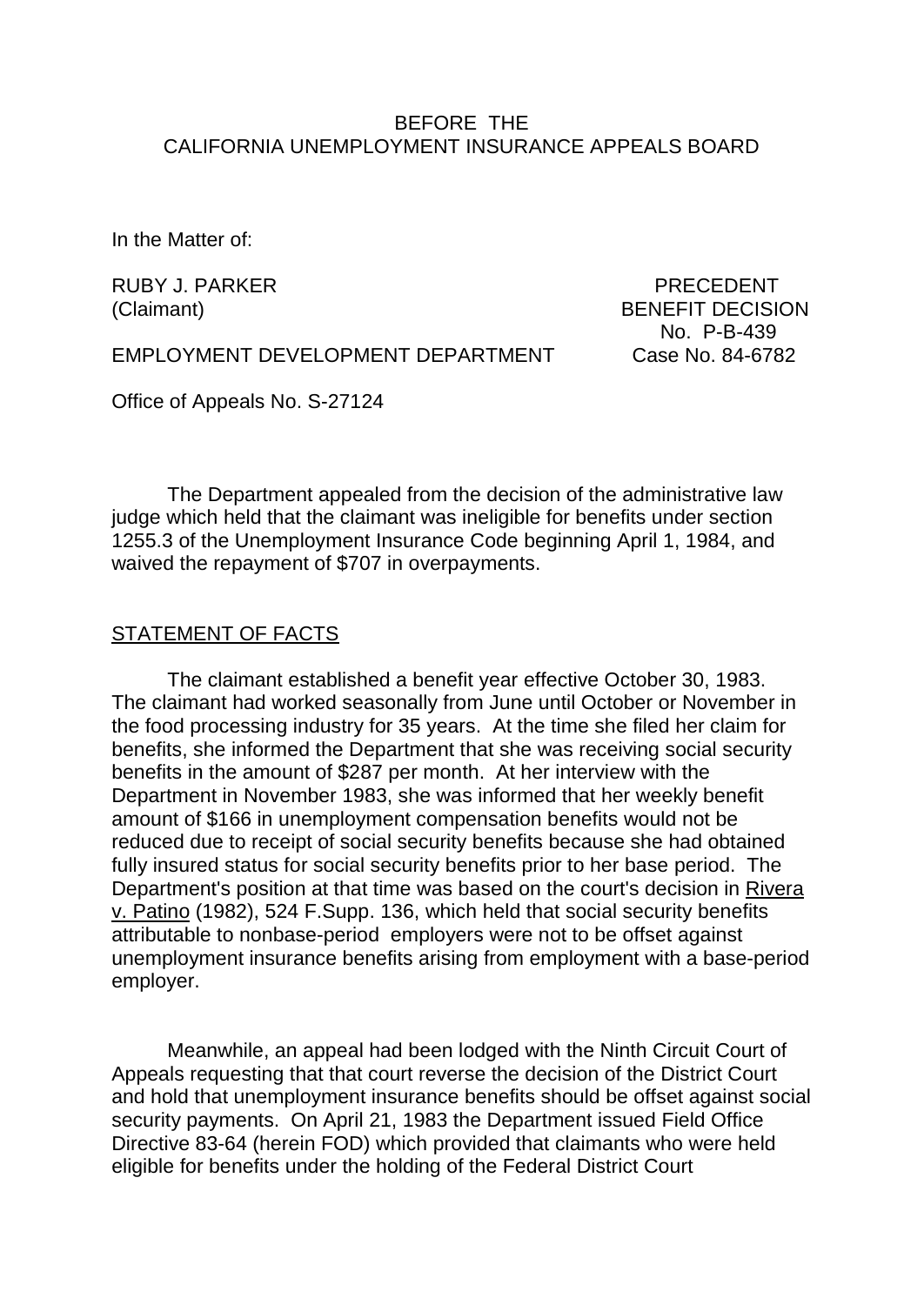BEFORE THE
CALIFORNIA UNEMPLOYMENT INSURANCE APPEALS BOARD

In the Matter of:

RUBY J. PARKER
(Claimant)

EMPLOYMENT DEVELOPMENT DEPARTMENT

PRECEDENT
BENEFIT DECISION
No. P-B-439
Case No. 84-6782

Office of Appeals No. S-27124

The Department appealed from the decision of the administrative law judge which held that the claimant was ineligible for benefits under section 1255.3 of the Unemployment Insurance Code beginning April 1, 1984, and waived the repayment of $707 in overpayments.

## STATEMENT OF FACTS

The claimant established a benefit year effective October 30, 1983. The claimant had worked seasonally from June until October or November in the food processing industry for 35 years. At the time she filed her claim for benefits, she informed the Department that she was receiving social security benefits in the amount of $287 per month. At her interview with the Department in November 1983, she was informed that her weekly benefit amount of $166 in unemployment compensation benefits would not be reduced due to receipt of social security benefits because she had obtained fully insured status for social security benefits prior to her base period. The Department's position at that time was based on the court's decision in Rivera v. Patino (1982), 524 F.Supp. 136, which held that social security benefits attributable to nonbase-period employers were not to be offset against unemployment insurance benefits arising from employment with a base-period employer.

Meanwhile, an appeal had been lodged with the Ninth Circuit Court of Appeals requesting that that court reverse the decision of the District Court and hold that unemployment insurance benefits should be offset against social security payments. On April 21, 1983 the Department issued Field Office Directive 83-64 (herein FOD) which provided that claimants who were held eligible for benefits under the holding of the Federal District Court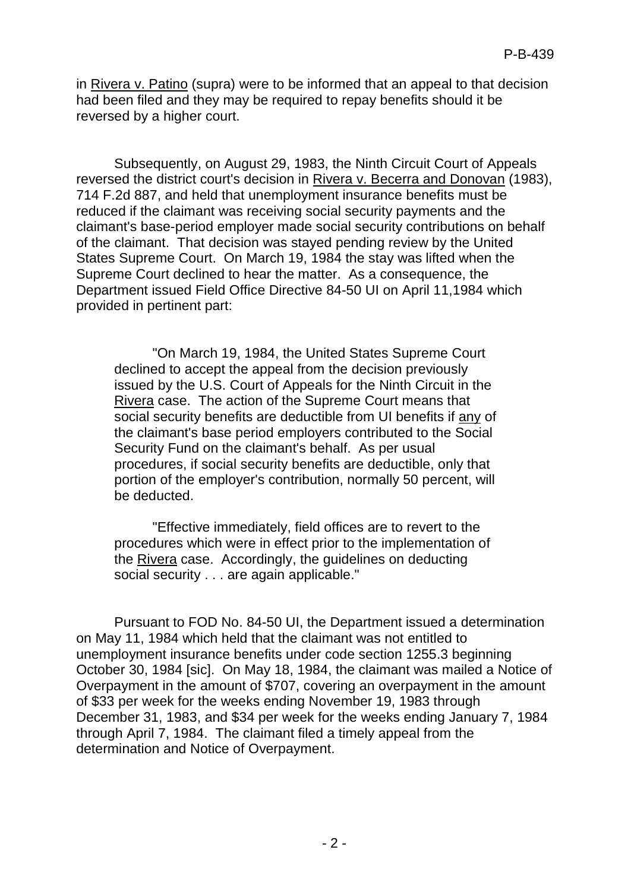in Rivera v. Patino (supra) were to be informed that an appeal to that decision had been filed and they may be required to repay benefits should it be reversed by a higher court.

Subsequently, on August 29, 1983, the Ninth Circuit Court of Appeals reversed the district court's decision in Rivera v. Becerra and Donovan (1983), 714 F.2d 887, and held that unemployment insurance benefits must be reduced if the claimant was receiving social security payments and the claimant's base-period employer made social security contributions on behalf of the claimant. That decision was stayed pending review by the United States Supreme Court. On March 19, 1984 the stay was lifted when the Supreme Court declined to hear the matter. As a consequence, the Department issued Field Office Directive 84-50 UI on April 11,1984 which provided in pertinent part:

> "On March 19, 1984, the United States Supreme Court declined to accept the appeal from the decision previously issued by the U.S. Court of Appeals for the Ninth Circuit in the Rivera case. The action of the Supreme Court means that social security benefits are deductible from UI benefits if any of the claimant's base period employers contributed to the Social Security Fund on the claimant's behalf. As per usual procedures, if social security benefits are deductible, only that portion of the employer's contribution, normally 50 percent, will be deducted.
>
> "Effective immediately, field offices are to revert to the procedures which were in effect prior to the implementation of the Rivera case. Accordingly, the guidelines on deducting social security . . . are again applicable."

Pursuant to FOD No. 84-50 UI, the Department issued a determination on May 11, 1984 which held that the claimant was not entitled to unemployment insurance benefits under code section 1255.3 beginning October 30, 1984 [sic]. On May 18, 1984, the claimant was mailed a Notice of Overpayment in the amount of $707, covering an overpayment in the amount of $33 per week for the weeks ending November 19, 1983 through December 31, 1983, and $34 per week for the weeks ending January 7, 1984 through April 7, 1984. The claimant filed a timely appeal from the determination and Notice of Overpayment.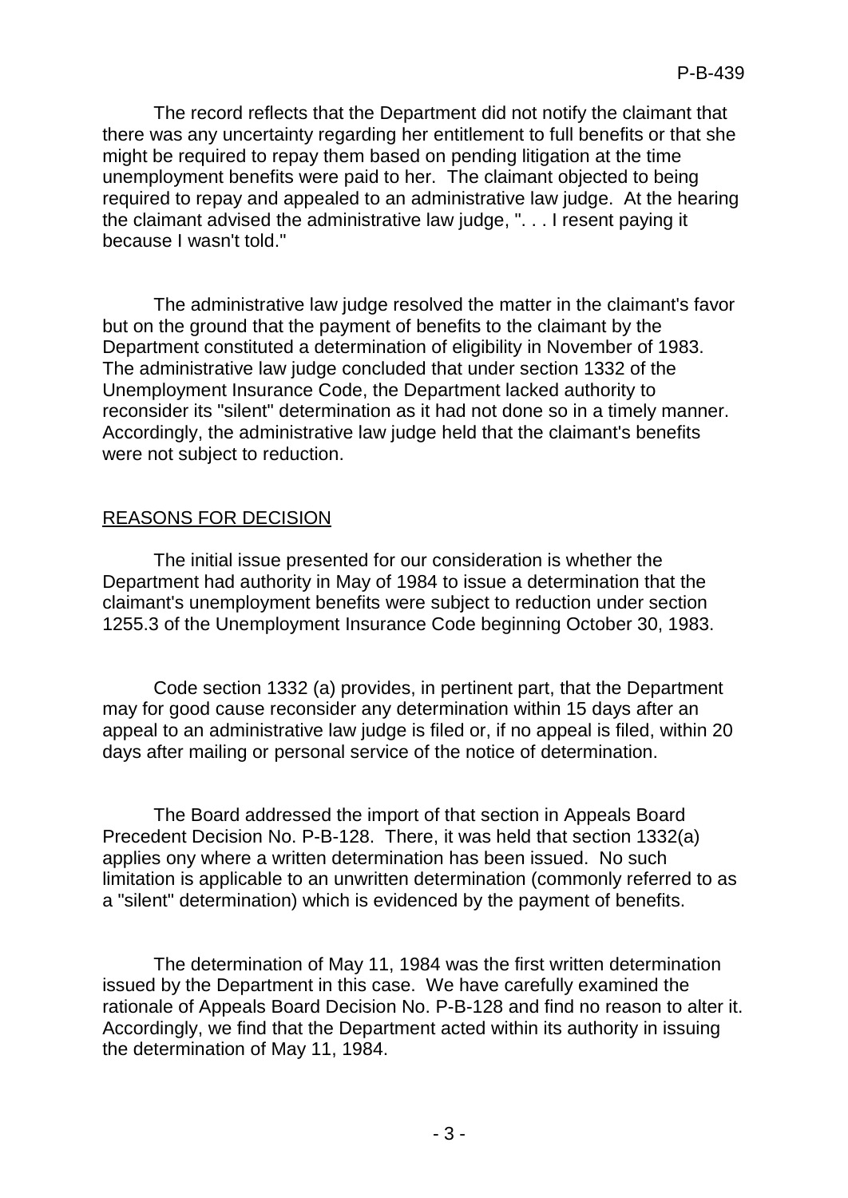The record reflects that the Department did not notify the claimant that there was any uncertainty regarding her entitlement to full benefits or that she might be required to repay them based on pending litigation at the time unemployment benefits were paid to her. The claimant objected to being required to repay and appealed to an administrative law judge. At the hearing the claimant advised the administrative law judge, ". . . I resent paying it because I wasn't told."

The administrative law judge resolved the matter in the claimant's favor but on the ground that the payment of benefits to the claimant by the Department constituted a determination of eligibility in November of 1983. The administrative law judge concluded that under section 1332 of the Unemployment Insurance Code, the Department lacked authority to reconsider its "silent" determination as it had not done so in a timely manner. Accordingly, the administrative law judge held that the claimant's benefits were not subject to reduction.

## REASONS FOR DECISION

The initial issue presented for our consideration is whether the Department had authority in May of 1984 to issue a determination that the claimant's unemployment benefits were subject to reduction under section 1255.3 of the Unemployment Insurance Code beginning October 30, 1983.

Code section 1332 (a) provides, in pertinent part, that the Department may for good cause reconsider any determination within 15 days after an appeal to an administrative law judge is filed or, if no appeal is filed, within 20 days after mailing or personal service of the notice of determination.

The Board addressed the import of that section in Appeals Board Precedent Decision No. P-B-128. There, it was held that section 1332(a) applies ony where a written determination has been issued. No such limitation is applicable to an unwritten determination (commonly referred to as a "silent" determination) which is evidenced by the payment of benefits.

The determination of May 11, 1984 was the first written determination issued by the Department in this case. We have carefully examined the rationale of Appeals Board Decision No. P-B-128 and find no reason to alter it. Accordingly, we find that the Department acted within its authority in issuing the determination of May 11, 1984.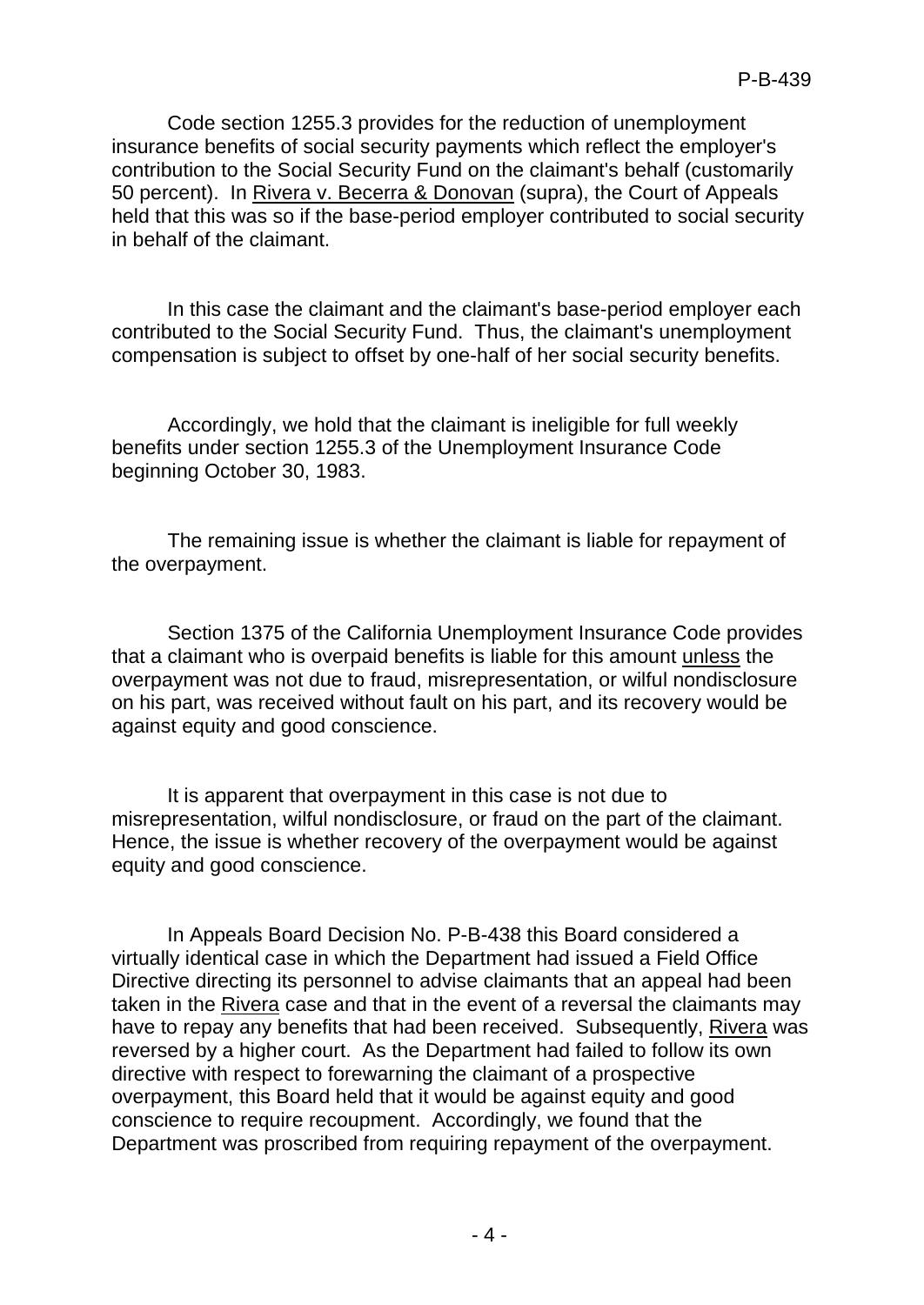Code section 1255.3 provides for the reduction of unemployment insurance benefits of social security payments which reflect the employer's contribution to the Social Security Fund on the claimant's behalf (customarily 50 percent). In Rivera v. Becerra & Donovan (supra), the Court of Appeals held that this was so if the base-period employer contributed to social security in behalf of the claimant.

In this case the claimant and the claimant's base-period employer each contributed to the Social Security Fund. Thus, the claimant's unemployment compensation is subject to offset by one-half of her social security benefits.

Accordingly, we hold that the claimant is ineligible for full weekly benefits under section 1255.3 of the Unemployment Insurance Code beginning October 30, 1983.

The remaining issue is whether the claimant is liable for repayment of the overpayment.

Section 1375 of the California Unemployment Insurance Code provides that a claimant who is overpaid benefits is liable for this amount unless the overpayment was not due to fraud, misrepresentation, or wilful nondisclosure on his part, was received without fault on his part, and its recovery would be against equity and good conscience.

It is apparent that overpayment in this case is not due to misrepresentation, wilful nondisclosure, or fraud on the part of the claimant. Hence, the issue is whether recovery of the overpayment would be against equity and good conscience.

In Appeals Board Decision No. P-B-438 this Board considered a virtually identical case in which the Department had issued a Field Office Directive directing its personnel to advise claimants that an appeal had been taken in the Rivera case and that in the event of a reversal the claimants may have to repay any benefits that had been received. Subsequently, Rivera was reversed by a higher court. As the Department had failed to follow its own directive with respect to forewarning the claimant of a prospective overpayment, this Board held that it would be against equity and good conscience to require recoupment. Accordingly, we found that the Department was proscribed from requiring repayment of the overpayment.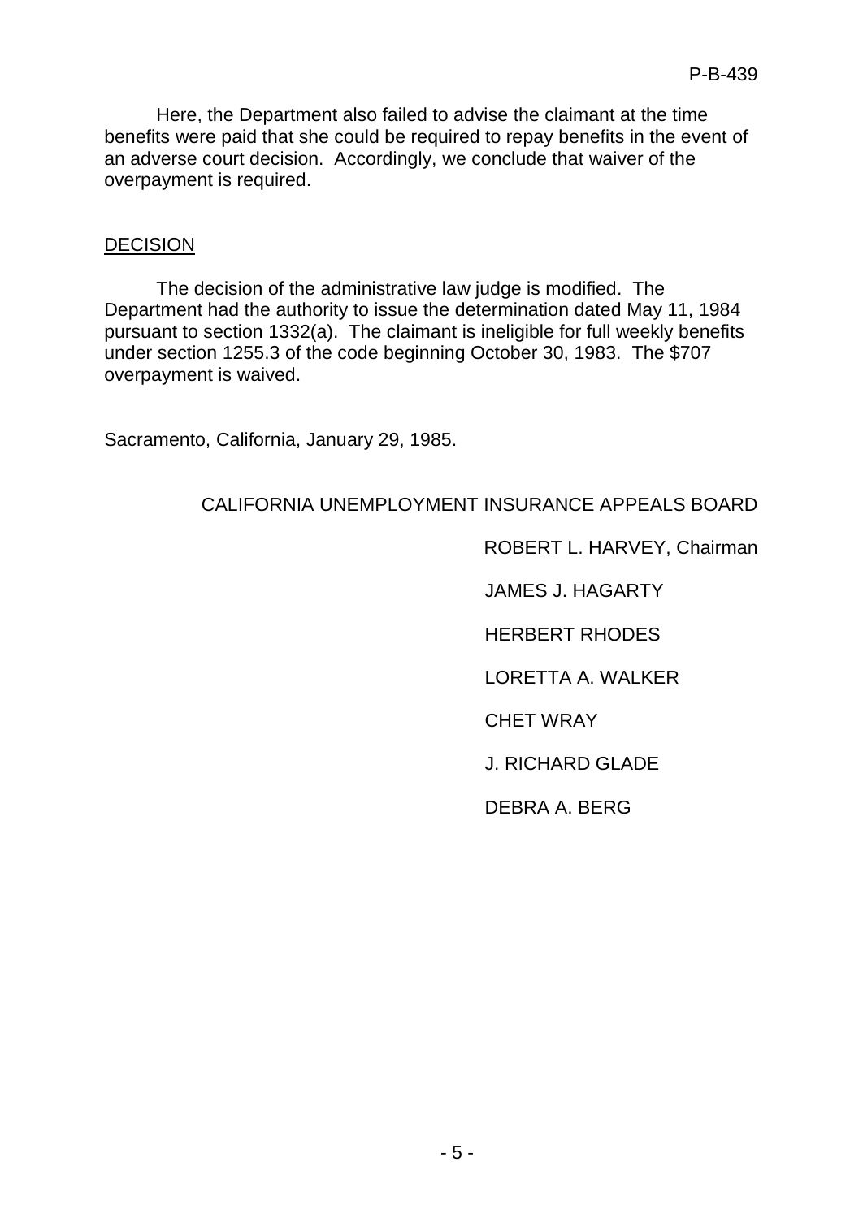Here, the Department also failed to advise the claimant at the time benefits were paid that she could be required to repay benefits in the event of an adverse court decision. Accordingly, we conclude that waiver of the overpayment is required.

## DECISION

The decision of the administrative law judge is modified. The Department had the authority to issue the determination dated May 11, 1984 pursuant to section 1332(a). The claimant is ineligible for full weekly benefits under section 1255.3 of the code beginning October 30, 1983. The $707 overpayment is waived.

Sacramento, California, January 29, 1985.

CALIFORNIA UNEMPLOYMENT INSURANCE APPEALS BOARD

ROBERT L. HARVEY, Chairman

JAMES J. HAGARTY

HERBERT RHODES

LORETTA A. WALKER

CHET WRAY

J. RICHARD GLADE

DEBRA A. BERG